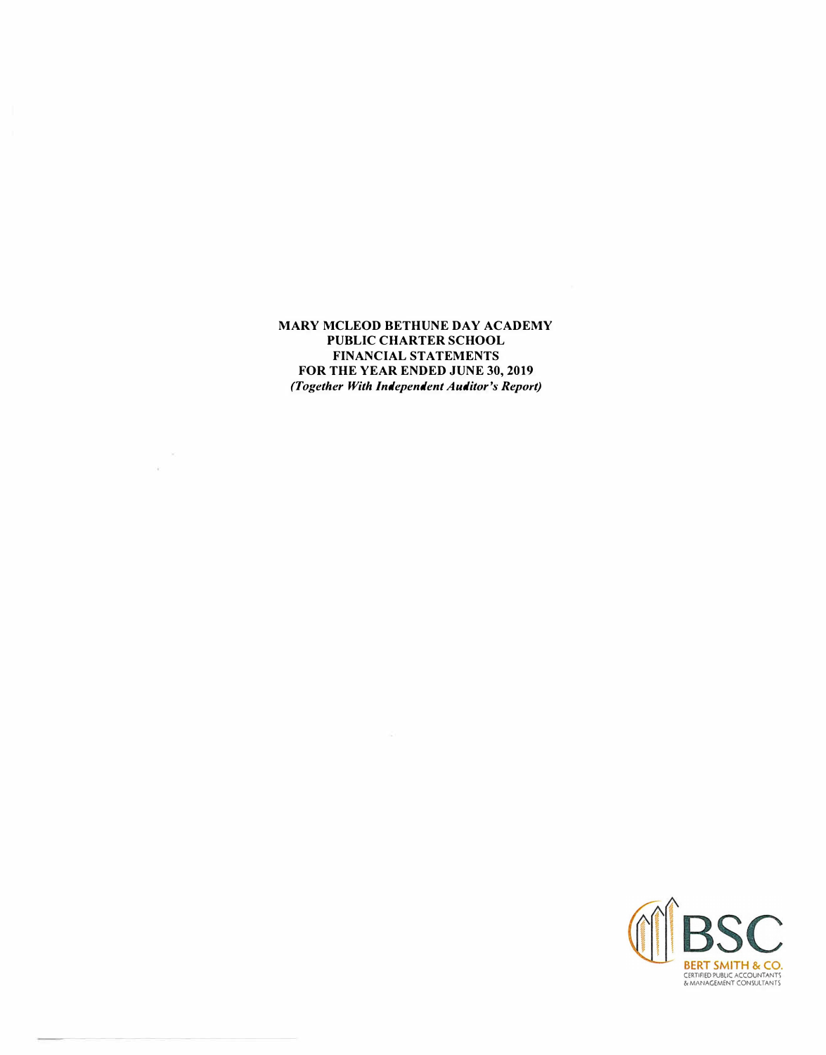**MARY MCLEOD BETHUNE DAY ACADEMY**
**PUBLIC CHARTER SCHOOL**
**FINANCIAL STATEMENTS**
**FOR THE YEAR ENDED JUNE 30, 2019**
***(Together With Independent Auditor's Report)***

BSC

BERT SMITH & CO.
CERTIFIED PUBLIC ACCOUNTANTS
& MANAGEMENT CONSULTANTS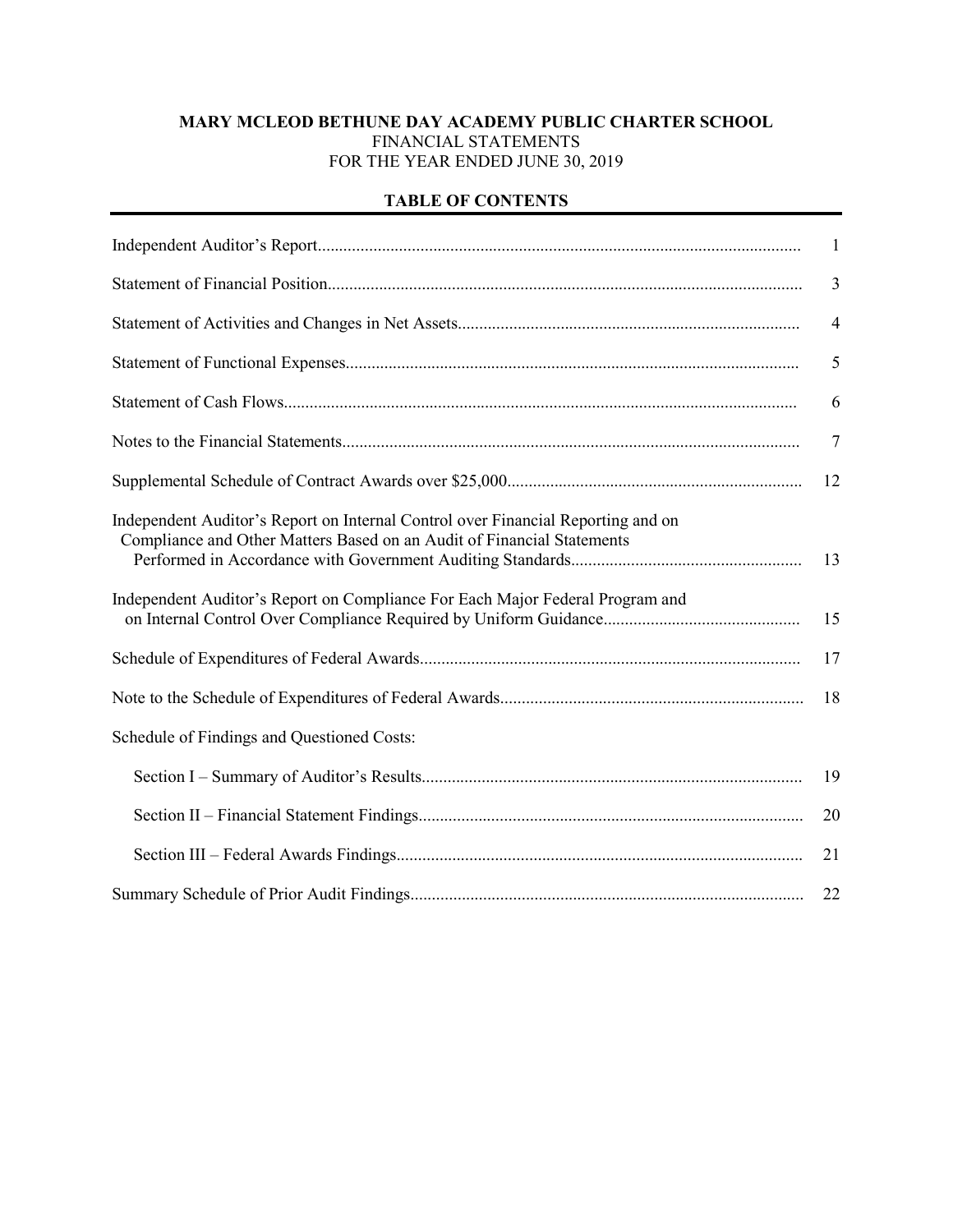**MARY MCLEOD BETHUNE DAY ACADEMY PUBLIC CHARTER SCHOOL**
FINANCIAL STATEMENTS
FOR THE YEAR ENDED JUNE 30, 2019

**TABLE OF CONTENTS**

| | |
|---|---|
| Independent Auditor's Report | 1 |
| Statement of Financial Position | 3 |
| Statement of Activities and Changes in Net Assets | 4 |
| Statement of Functional Expenses | 5 |
| Statement of Cash Flows | 6 |
| Notes to the Financial Statements | 7 |
| Supplemental Schedule of Contract Awards over $25,000 | 12 |
| Independent Auditor's Report on Internal Control over Financial Reporting and on Compliance and Other Matters Based on an Audit of Financial Statements Performed in Accordance with Government Auditing Standards | 13 |
| Independent Auditor's Report on Compliance For Each Major Federal Program and on Internal Control Over Compliance Required by Uniform Guidance | 15 |
| Schedule of Expenditures of Federal Awards | 17 |
| Note to the Schedule of Expenditures of Federal Awards | 18 |
| Schedule of Findings and Questioned Costs: | |
| Section I – Summary of Auditor's Results | 19 |
| Section II – Financial Statement Findings | 20 |
| Section III – Federal Awards Findings | 21 |
| Summary Schedule of Prior Audit Findings | 22 |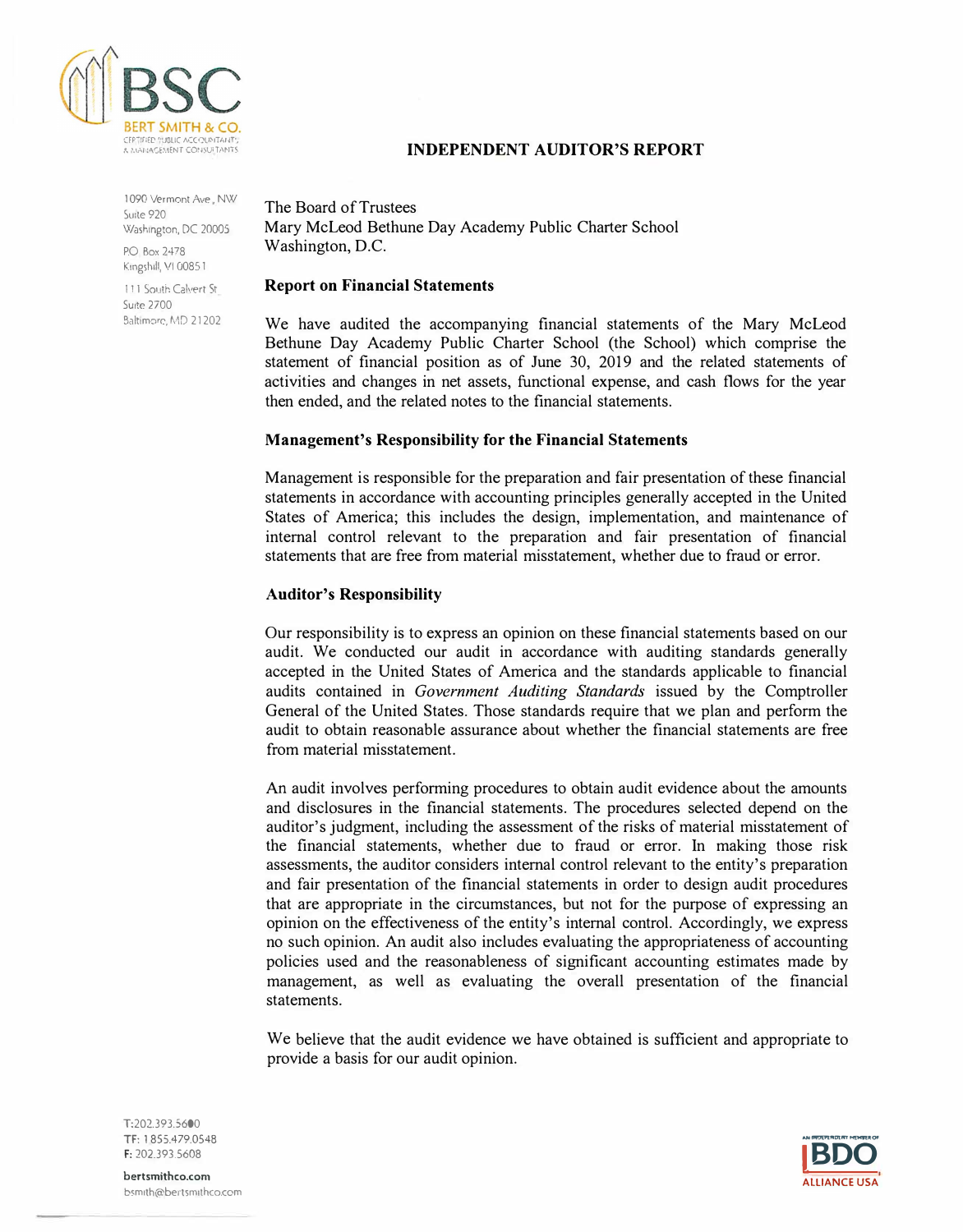## INDEPENDENT AUDITOR'S REPORT

The Board of Trustees
Mary McLeod Bethune Day Academy Public Charter School
Washington, D.C.

### Report on Financial Statements

We have audited the accompanying financial statements of the Mary McLeod Bethune Day Academy Public Charter School (the School) which comprise the statement of financial position as of June 30, 2019 and the related statements of activities and changes in net assets, functional expense, and cash flows for the year then ended, and the related notes to the financial statements.

### Management's Responsibility for the Financial Statements

Management is responsible for the preparation and fair presentation of these financial statements in accordance with accounting principles generally accepted in the United States of America; this includes the design, implementation, and maintenance of internal control relevant to the preparation and fair presentation of financial statements that are free from material misstatement, whether due to fraud or error.

### Auditor's Responsibility

Our responsibility is to express an opinion on these financial statements based on our audit. We conducted our audit in accordance with auditing standards generally accepted in the United States of America and the standards applicable to financial audits contained in *Government Auditing Standards* issued by the Comptroller General of the United States. Those standards require that we plan and perform the audit to obtain reasonable assurance about whether the financial statements are free from material misstatement.

An audit involves performing procedures to obtain audit evidence about the amounts and disclosures in the financial statements. The procedures selected depend on the auditor's judgment, including the assessment of the risks of material misstatement of the financial statements, whether due to fraud or error. In making those risk assessments, the auditor considers internal control relevant to the entity's preparation and fair presentation of the financial statements in order to design audit procedures that are appropriate in the circumstances, but not for the purpose of expressing an opinion on the effectiveness of the entity's internal control. Accordingly, we express no such opinion. An audit also includes evaluating the appropriateness of accounting policies used and the reasonableness of significant accounting estimates made by management, as well as evaluating the overall presentation of the financial statements.

We believe that the audit evidence we have obtained is sufficient and appropriate to provide a basis for our audit opinion.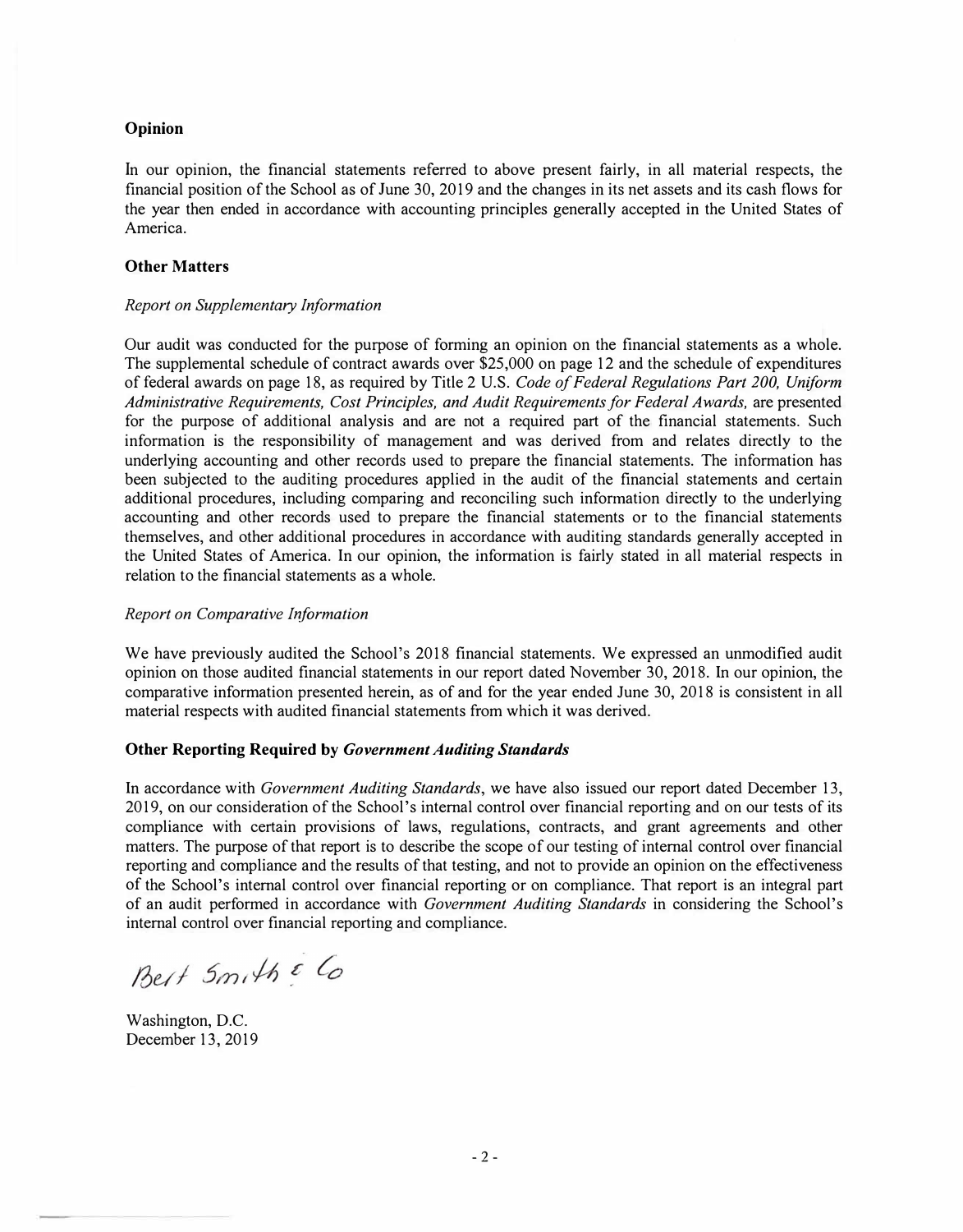## Opinion

In our opinion, the financial statements referred to above present fairly, in all material respects, the financial position of the School as of June 30, 2019 and the changes in its net assets and its cash flows for the year then ended in accordance with accounting principles generally accepted in the United States of America.

## Other Matters

*Report on Supplementary Information*

Our audit was conducted for the purpose of forming an opinion on the financial statements as a whole. The supplemental schedule of contract awards over $25,000 on page 12 and the schedule of expenditures of federal awards on page 18, as required by Title 2 U.S. *Code of Federal Regulations Part 200, Uniform Administrative Requirements, Cost Principles, and Audit Requirements for Federal Awards,* are presented for the purpose of additional analysis and are not a required part of the financial statements. Such information is the responsibility of management and was derived from and relates directly to the underlying accounting and other records used to prepare the financial statements. The information has been subjected to the auditing procedures applied in the audit of the financial statements and certain additional procedures, including comparing and reconciling such information directly to the underlying accounting and other records used to prepare the financial statements or to the financial statements themselves, and other additional procedures in accordance with auditing standards generally accepted in the United States of America. In our opinion, the information is fairly stated in all material respects in relation to the financial statements as a whole.

*Report on Comparative Information*

We have previously audited the School's 2018 financial statements. We expressed an unmodified audit opinion on those audited financial statements in our report dated November 30, 2018. In our opinion, the comparative information presented herein, as of and for the year ended June 30, 2018 is consistent in all material respects with audited financial statements from which it was derived.

## Other Reporting Required by *Government Auditing Standards*

In accordance with *Government Auditing Standards*, we have also issued our report dated December 13, 2019, on our consideration of the School's internal control over financial reporting and on our tests of its compliance with certain provisions of laws, regulations, contracts, and grant agreements and other matters. The purpose of that report is to describe the scope of our testing of internal control over financial reporting and compliance and the results of that testing, and not to provide an opinion on the effectiveness of the School's internal control over financial reporting or on compliance. That report is an integral part of an audit performed in accordance with *Government Auditing Standards* in considering the School's internal control over financial reporting and compliance.

Bert Smith & Co

Washington, D.C.
December 13, 2019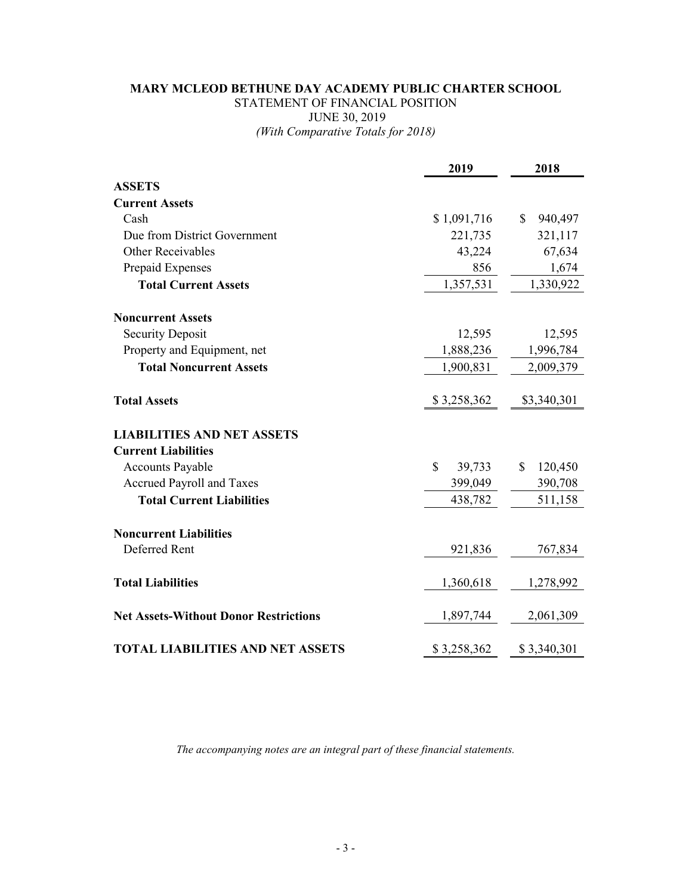**MARY MCLEOD BETHUNE DAY ACADEMY PUBLIC CHARTER SCHOOL**

STATEMENT OF FINANCIAL POSITION

JUNE 30, 2019

*(With Comparative Totals for 2018)*

| | 2019 | 2018 |
|---|---|---|
| **ASSETS** | | |
| **Current Assets** | | |
| Cash | $ 1,091,716 | $ 940,497 |
| Due from District Government | 221,735 | 321,117 |
| Other Receivables | 43,224 | 67,634 |
| Prepaid Expenses | 856 | 1,674 |
| **Total Current Assets** | 1,357,531 | 1,330,922 |
| **Noncurrent Assets** | | |
| Security Deposit | 12,595 | 12,595 |
| Property and Equipment, net | 1,888,236 | 1,996,784 |
| **Total Noncurrent Assets** | 1,900,831 | 2,009,379 |
| **Total Assets** | $ 3,258,362 | $3,340,301 |
| **LIABILITIES AND NET ASSETS** | | |
| **Current Liabilities** | | |
| Accounts Payable | $ 39,733 | $ 120,450 |
| Accrued Payroll and Taxes | 399,049 | 390,708 |
| **Total Current Liabilities** | 438,782 | 511,158 |
| **Noncurrent Liabilities** | | |
| Deferred Rent | 921,836 | 767,834 |
| **Total Liabilities** | 1,360,618 | 1,278,992 |
| **Net Assets-Without Donor Restrictions** | 1,897,744 | 2,061,309 |
| **TOTAL LIABILITIES AND NET ASSETS** | $ 3,258,362 | $ 3,340,301 |

*The accompanying notes are an integral part of these financial statements.*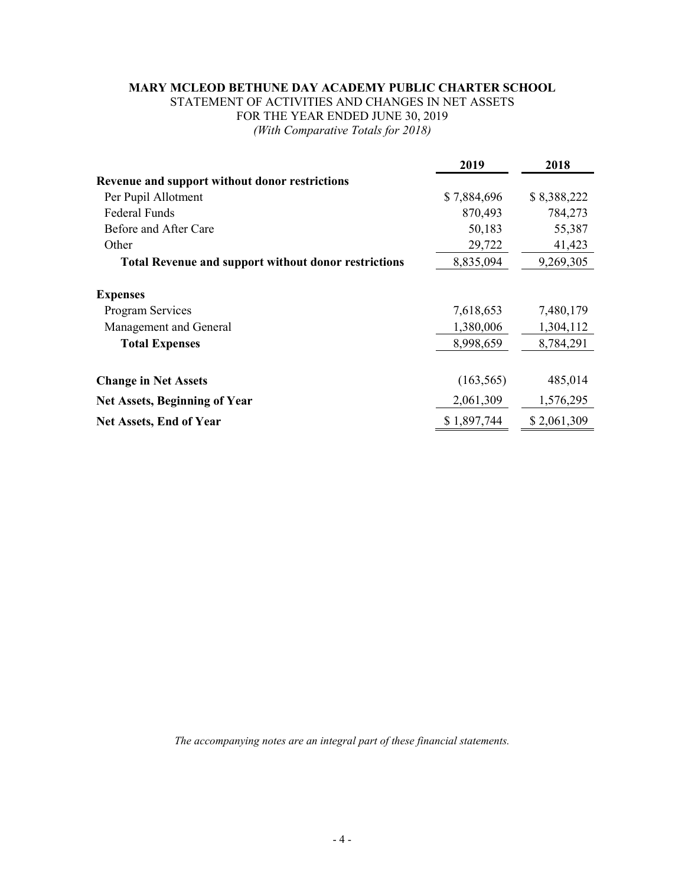**MARY MCLEOD BETHUNE DAY ACADEMY PUBLIC CHARTER SCHOOL**

STATEMENT OF ACTIVITIES AND CHANGES IN NET ASSETS

FOR THE YEAR ENDED JUNE 30, 2019

*(With Comparative Totals for 2018)*

| | **2019** | **2018** |
|---|---|---|
| **Revenue and support without donor restrictions** | | |
| Per Pupil Allotment | $ 7,884,696 | $ 8,388,222 |
| Federal Funds | 870,493 | 784,273 |
| Before and After Care | 50,183 | 55,387 |
| Other | 29,722 | 41,423 |
| **Total Revenue and support without donor restrictions** | 8,835,094 | 9,269,305 |
| **Expenses** | | |
| Program Services | 7,618,653 | 7,480,179 |
| Management and General | 1,380,006 | 1,304,112 |
| **Total Expenses** | 8,998,659 | 8,784,291 |
| **Change in Net Assets** | (163,565) | 485,014 |
| **Net Assets, Beginning of Year** | 2,061,309 | 1,576,295 |
| **Net Assets, End of Year** | $ 1,897,744 | $ 2,061,309 |

*The accompanying notes are an integral part of these financial statements.*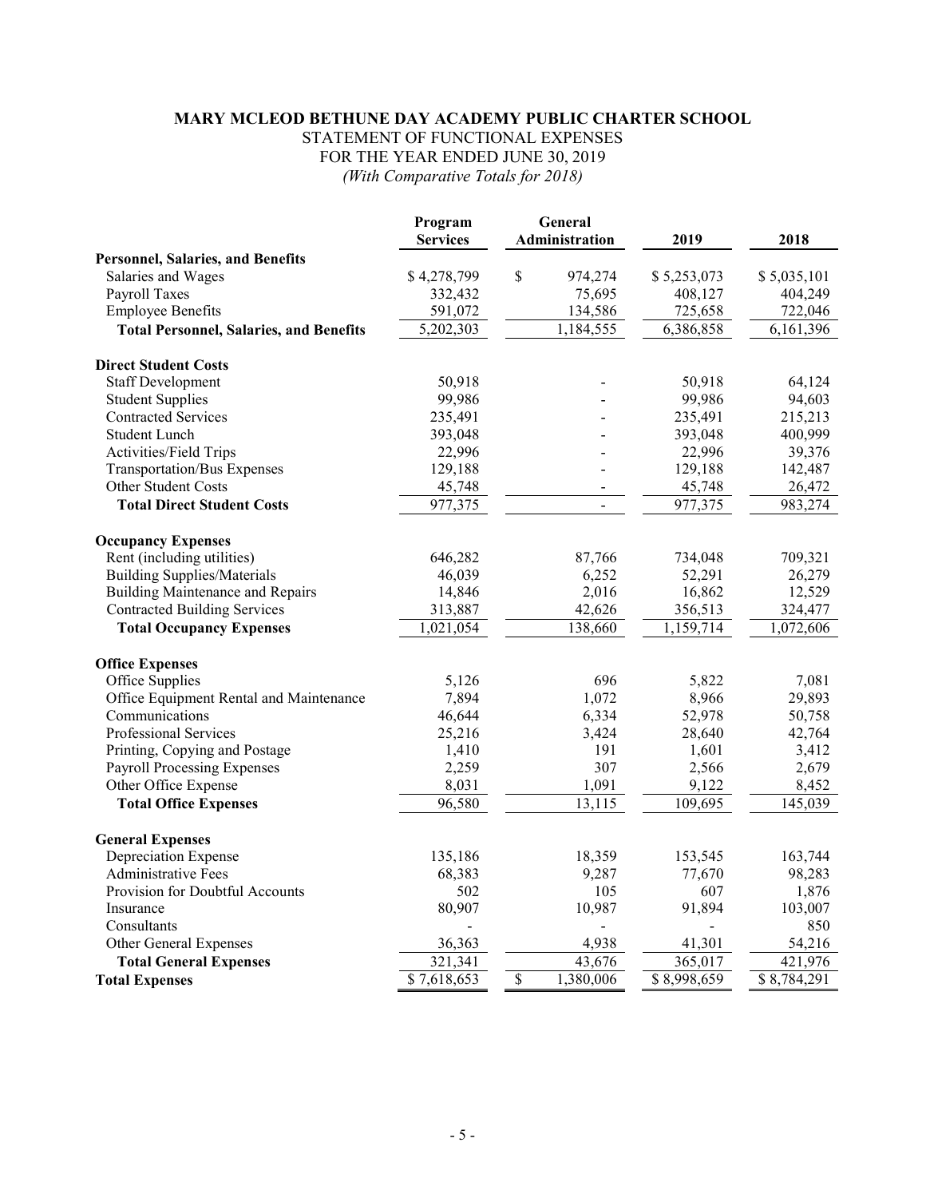# MARY MCLEOD BETHUNE DAY ACADEMY PUBLIC CHARTER SCHOOL

STATEMENT OF FUNCTIONAL EXPENSES

FOR THE YEAR ENDED JUNE 30, 2019

*(With Comparative Totals for 2018)*

| | Program Services | General Administration | 2019 | 2018 |
|---|---|---|---|---|
| **Personnel, Salaries, and Benefits** | | | | |
| Salaries and Wages | $ 4,278,799 | $ 974,274 | $ 5,253,073 | $ 5,035,101 |
| Payroll Taxes | 332,432 | 75,695 | 408,127 | 404,249 |
| Employee Benefits | 591,072 | 134,586 | 725,658 | 722,046 |
| **Total Personnel, Salaries, and Benefits** | 5,202,303 | 1,184,555 | 6,386,858 | 6,161,396 |
| **Direct Student Costs** | | | | |
| Staff Development | 50,918 | - | 50,918 | 64,124 |
| Student Supplies | 99,986 | - | 99,986 | 94,603 |
| Contracted Services | 235,491 | - | 235,491 | 215,213 |
| Student Lunch | 393,048 | - | 393,048 | 400,999 |
| Activities/Field Trips | 22,996 | - | 22,996 | 39,376 |
| Transportation/Bus Expenses | 129,188 | - | 129,188 | 142,487 |
| Other Student Costs | 45,748 | - | 45,748 | 26,472 |
| **Total Direct Student Costs** | 977,375 | - | 977,375 | 983,274 |
| **Occupancy Expenses** | | | | |
| Rent (including utilities) | 646,282 | 87,766 | 734,048 | 709,321 |
| Building Supplies/Materials | 46,039 | 6,252 | 52,291 | 26,279 |
| Building Maintenance and Repairs | 14,846 | 2,016 | 16,862 | 12,529 |
| Contracted Building Services | 313,887 | 42,626 | 356,513 | 324,477 |
| **Total Occupancy Expenses** | 1,021,054 | 138,660 | 1,159,714 | 1,072,606 |
| **Office Expenses** | | | | |
| Office Supplies | 5,126 | 696 | 5,822 | 7,081 |
| Office Equipment Rental and Maintenance | 7,894 | 1,072 | 8,966 | 29,893 |
| Communications | 46,644 | 6,334 | 52,978 | 50,758 |
| Professional Services | 25,216 | 3,424 | 28,640 | 42,764 |
| Printing, Copying and Postage | 1,410 | 191 | 1,601 | 3,412 |
| Payroll Processing Expenses | 2,259 | 307 | 2,566 | 2,679 |
| Other Office Expense | 8,031 | 1,091 | 9,122 | 8,452 |
| **Total Office Expenses** | 96,580 | 13,115 | 109,695 | 145,039 |
| **General Expenses** | | | | |
| Depreciation Expense | 135,186 | 18,359 | 153,545 | 163,744 |
| Administrative Fees | 68,383 | 9,287 | 77,670 | 98,283 |
| Provision for Doubtful Accounts | 502 | 105 | 607 | 1,876 |
| Insurance | 80,907 | 10,987 | 91,894 | 103,007 |
| Consultants | - | - | - | 850 |
| Other General Expenses | 36,363 | 4,938 | 41,301 | 54,216 |
| **Total General Expenses** | 321,341 | 43,676 | 365,017 | 421,976 |
| **Total Expenses** | $ 7,618,653 | $ 1,380,006 | $ 8,998,659 | $ 8,784,291 |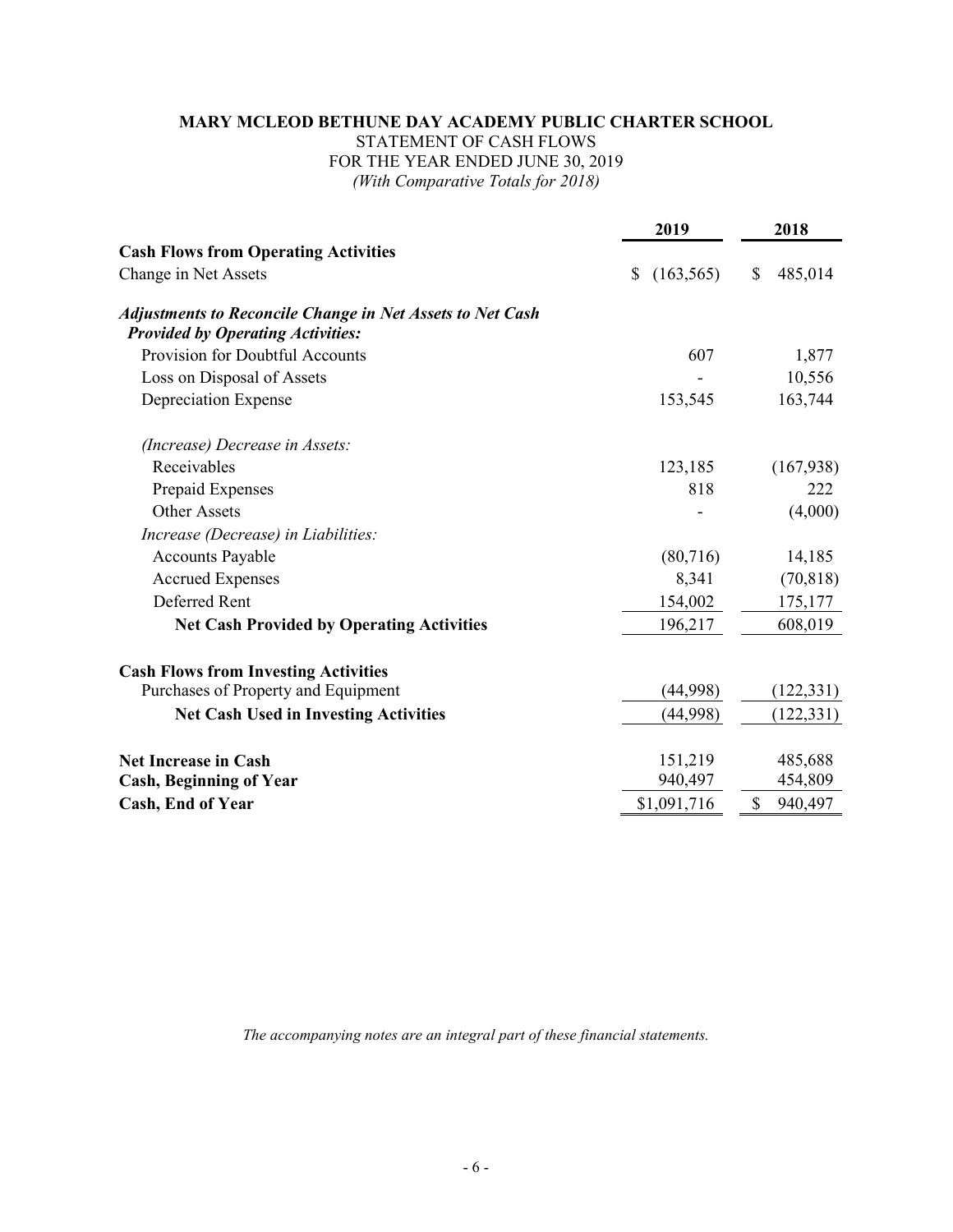**MARY MCLEOD BETHUNE DAY ACADEMY PUBLIC CHARTER SCHOOL**
STATEMENT OF CASH FLOWS
FOR THE YEAR ENDED JUNE 30, 2019
*(With Comparative Totals for 2018)*

| | 2019 | 2018 |
|---|---|---|
| **Cash Flows from Operating Activities** | | |
| Change in Net Assets | $ (163,565) | $ 485,014 |
| ***Adjustments to Reconcile Change in Net Assets to Net Cash Provided by Operating Activities:*** | | |
| Provision for Doubtful Accounts | 607 | 1,877 |
| Loss on Disposal of Assets | - | 10,556 |
| Depreciation Expense | 153,545 | 163,744 |
| *(Increase) Decrease in Assets:* | | |
| Receivables | 123,185 | (167,938) |
| Prepaid Expenses | 818 | 222 |
| Other Assets | - | (4,000) |
| *Increase (Decrease) in Liabilities:* | | |
| Accounts Payable | (80,716) | 14,185 |
| Accrued Expenses | 8,341 | (70,818) |
| Deferred Rent | 154,002 | 175,177 |
| **Net Cash Provided by Operating Activities** | 196,217 | 608,019 |
| **Cash Flows from Investing Activities** | | |
| Purchases of Property and Equipment | (44,998) | (122,331) |
| **Net Cash Used in Investing Activities** | (44,998) | (122,331) |
| **Net Increase in Cash** | 151,219 | 485,688 |
| **Cash, Beginning of Year** | 940,497 | 454,809 |
| **Cash, End of Year** | $1,091,716 | $ 940,497 |

*The accompanying notes are an integral part of these financial statements.*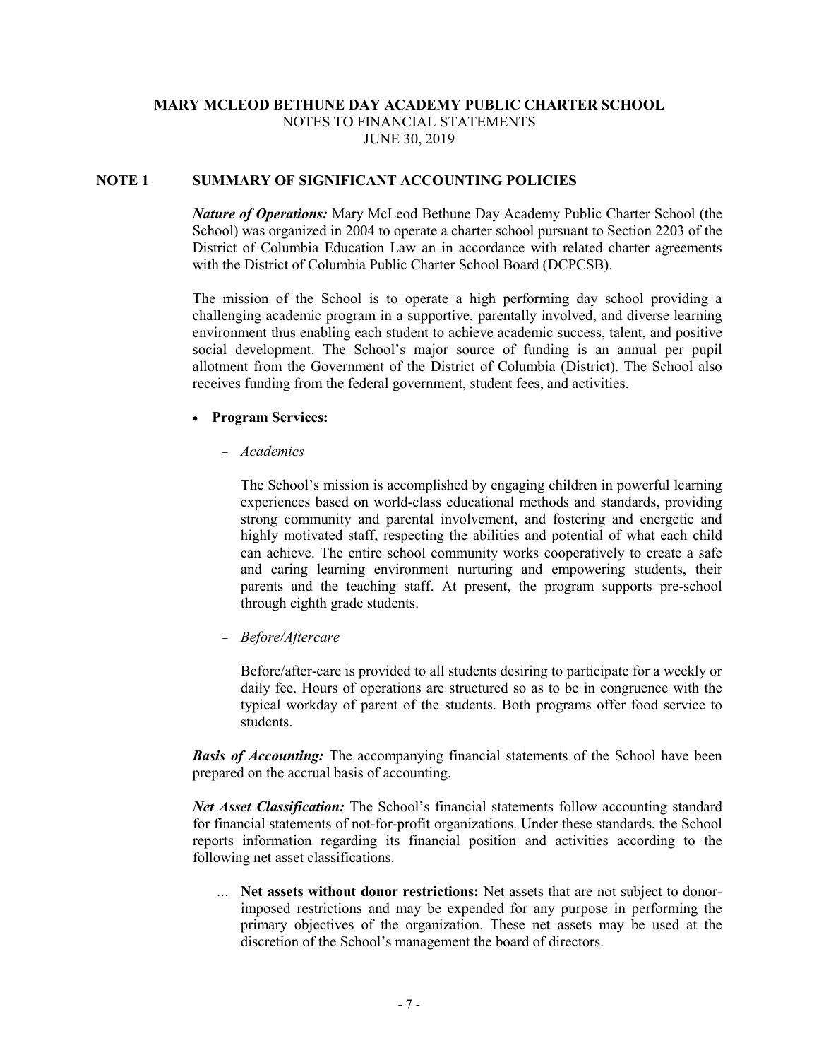**MARY MCLEOD BETHUNE DAY ACADEMY PUBLIC CHARTER SCHOOL**
NOTES TO FINANCIAL STATEMENTS
JUNE 30, 2019

## NOTE 1 SUMMARY OF SIGNIFICANT ACCOUNTING POLICIES

***Nature of Operations:*** Mary McLeod Bethune Day Academy Public Charter School (the School) was organized in 2004 to operate a charter school pursuant to Section 2203 of the District of Columbia Education Law an in accordance with related charter agreements with the District of Columbia Public Charter School Board (DCPCSB).

The mission of the School is to operate a high performing day school providing a challenging academic program in a supportive, parentally involved, and diverse learning environment thus enabling each student to achieve academic success, talent, and positive social development. The School's major source of funding is an annual per pupil allotment from the Government of the District of Columbia (District). The School also receives funding from the federal government, student fees, and activities.

- **Program Services:**
  - *Academics*

    The School's mission is accomplished by engaging children in powerful learning experiences based on world-class educational methods and standards, providing strong community and parental involvement, and fostering and energetic and highly motivated staff, respecting the abilities and potential of what each child can achieve. The entire school community works cooperatively to create a safe and caring learning environment nurturing and empowering students, their parents and the teaching staff. At present, the program supports pre-school through eighth grade students.

  - *Before/Aftercare*

    Before/after-care is provided to all students desiring to participate for a weekly or daily fee. Hours of operations are structured so as to be in congruence with the typical workday of parent of the students. Both programs offer food service to students.

***Basis of Accounting:*** The accompanying financial statements of the School have been prepared on the accrual basis of accounting.

***Net Asset Classification:*** The School's financial statements follow accounting standard for financial statements of not-for-profit organizations. Under these standards, the School reports information regarding its financial position and activities according to the following net asset classifications.

- **Net assets without donor restrictions:** Net assets that are not subject to donor-imposed restrictions and may be expended for any purpose in performing the primary objectives of the organization. These net assets may be used at the discretion of the School's management the board of directors.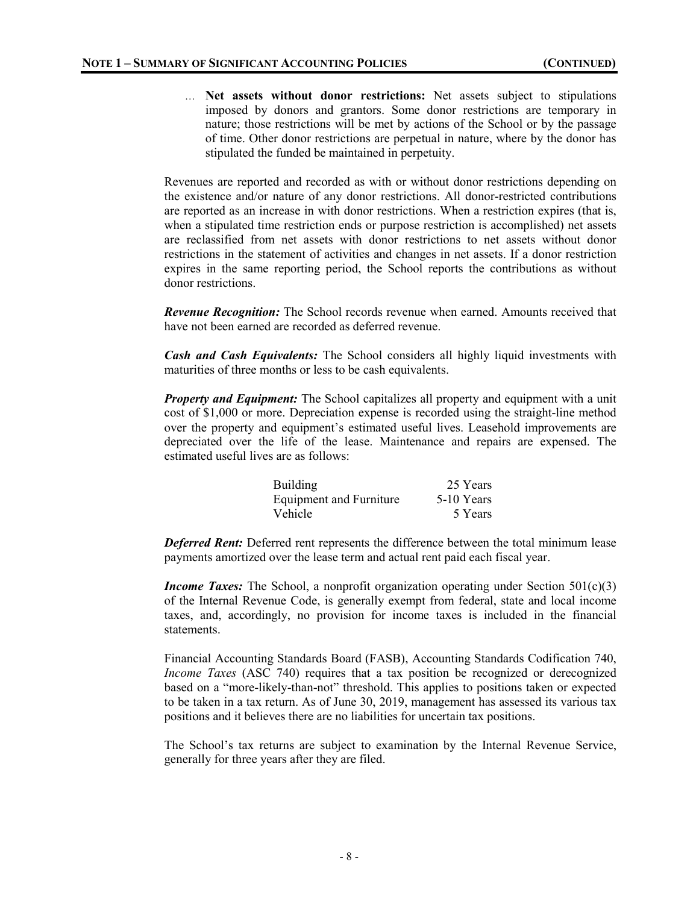## NOTE 1 – SUMMARY OF SIGNIFICANT ACCOUNTING POLICIES (CONTINUED)

... **Net assets without donor restrictions:** Net assets subject to stipulations imposed by donors and grantors. Some donor restrictions are temporary in nature; those restrictions will be met by actions of the School or by the passage of time. Other donor restrictions are perpetual in nature, where by the donor has stipulated the funded be maintained in perpetuity.

Revenues are reported and recorded as with or without donor restrictions depending on the existence and/or nature of any donor restrictions. All donor-restricted contributions are reported as an increase in with donor restrictions. When a restriction expires (that is, when a stipulated time restriction ends or purpose restriction is accomplished) net assets are reclassified from net assets with donor restrictions to net assets without donor restrictions in the statement of activities and changes in net assets. If a donor restriction expires in the same reporting period, the School reports the contributions as without donor restrictions.

***Revenue Recognition:*** The School records revenue when earned. Amounts received that have not been earned are recorded as deferred revenue.

***Cash and Cash Equivalents:*** The School considers all highly liquid investments with maturities of three months or less to be cash equivalents.

***Property and Equipment:*** The School capitalizes all property and equipment with a unit cost of $1,000 or more. Depreciation expense is recorded using the straight-line method over the property and equipment's estimated useful lives. Leasehold improvements are depreciated over the life of the lease. Maintenance and repairs are expensed. The estimated useful lives are as follows:

| | |
|---|---|
| Building | 25 Years |
| Equipment and Furniture | 5-10 Years |
| Vehicle | 5 Years |

***Deferred Rent:*** Deferred rent represents the difference between the total minimum lease payments amortized over the lease term and actual rent paid each fiscal year.

***Income Taxes:*** The School, a nonprofit organization operating under Section 501(c)(3) of the Internal Revenue Code, is generally exempt from federal, state and local income taxes, and, accordingly, no provision for income taxes is included in the financial statements.

Financial Accounting Standards Board (FASB), Accounting Standards Codification 740, *Income Taxes* (ASC 740) requires that a tax position be recognized or derecognized based on a "more-likely-than-not" threshold. This applies to positions taken or expected to be taken in a tax return. As of June 30, 2019, management has assessed its various tax positions and it believes there are no liabilities for uncertain tax positions.

The School's tax returns are subject to examination by the Internal Revenue Service, generally for three years after they are filed.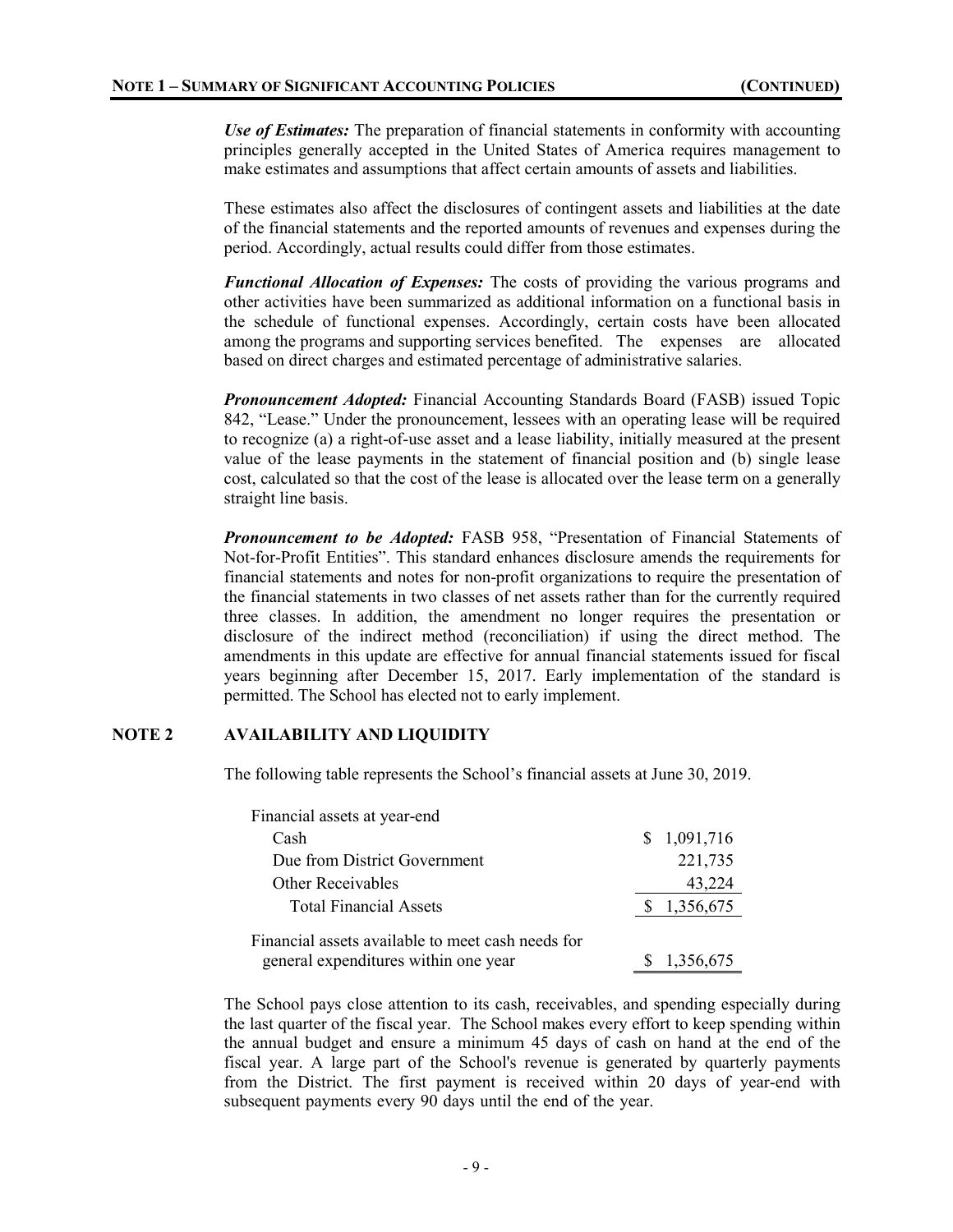**NOTE 1 – SUMMARY OF SIGNIFICANT ACCOUNTING POLICIES (CONTINUED)**

***Use of Estimates:*** The preparation of financial statements in conformity with accounting principles generally accepted in the United States of America requires management to make estimates and assumptions that affect certain amounts of assets and liabilities.

These estimates also affect the disclosures of contingent assets and liabilities at the date of the financial statements and the reported amounts of revenues and expenses during the period. Accordingly, actual results could differ from those estimates.

***Functional Allocation of Expenses:*** The costs of providing the various programs and other activities have been summarized as additional information on a functional basis in the schedule of functional expenses. Accordingly, certain costs have been allocated among the programs and supporting services benefited. The expenses are allocated based on direct charges and estimated percentage of administrative salaries.

***Pronouncement Adopted:*** Financial Accounting Standards Board (FASB) issued Topic 842, "Lease." Under the pronouncement, lessees with an operating lease will be required to recognize (a) a right-of-use asset and a lease liability, initially measured at the present value of the lease payments in the statement of financial position and (b) single lease cost, calculated so that the cost of the lease is allocated over the lease term on a generally straight line basis.

***Pronouncement to be Adopted:*** FASB 958, "Presentation of Financial Statements of Not-for-Profit Entities". This standard enhances disclosure amends the requirements for financial statements and notes for non-profit organizations to require the presentation of the financial statements in two classes of net assets rather than for the currently required three classes. In addition, the amendment no longer requires the presentation or disclosure of the indirect method (reconciliation) if using the direct method. The amendments in this update are effective for annual financial statements issued for fiscal years beginning after December 15, 2017. Early implementation of the standard is permitted. The School has elected not to early implement.

## NOTE 2 AVAILABILITY AND LIQUIDITY

The following table represents the School's financial assets at June 30, 2019.

| | |
|---|---|
| Financial assets at year-end | |
| Cash | $ 1,091,716 |
| Due from District Government | 221,735 |
| Other Receivables | 43,224 |
| Total Financial Assets | $ 1,356,675 |
| Financial assets available to meet cash needs for general expenditures within one year | $ 1,356,675 |

The School pays close attention to its cash, receivables, and spending especially during the last quarter of the fiscal year. The School makes every effort to keep spending within the annual budget and ensure a minimum 45 days of cash on hand at the end of the fiscal year. A large part of the School's revenue is generated by quarterly payments from the District. The first payment is received within 20 days of year-end with subsequent payments every 90 days until the end of the year.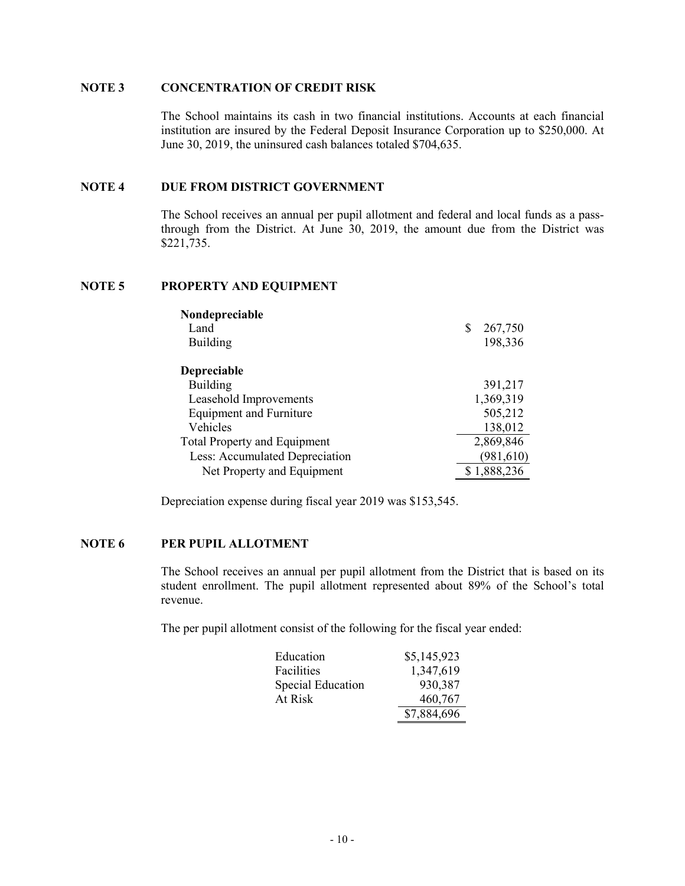## NOTE 3 CONCENTRATION OF CREDIT RISK

The School maintains its cash in two financial institutions. Accounts at each financial institution are insured by the Federal Deposit Insurance Corporation up to $250,000. At June 30, 2019, the uninsured cash balances totaled $704,635.

## NOTE 4 DUE FROM DISTRICT GOVERNMENT

The School receives an annual per pupil allotment and federal and local funds as a pass-through from the District. At June 30, 2019, the amount due from the District was $221,735.

## NOTE 5 PROPERTY AND EQUIPMENT

| | |
|---|---|
| **Nondepreciable** | |
| Land | $ 267,750 |
| Building | 198,336 |
| **Depreciable** | |
| Building | 391,217 |
| Leasehold Improvements | 1,369,319 |
| Equipment and Furniture | 505,212 |
| Vehicles | 138,012 |
| Total Property and Equipment | 2,869,846 |
| Less: Accumulated Depreciation | (981,610) |
| Net Property and Equipment | $ 1,888,236 |

Depreciation expense during fiscal year 2019 was $153,545.

## NOTE 6 PER PUPIL ALLOTMENT

The School receives an annual per pupil allotment from the District that is based on its student enrollment. The pupil allotment represented about 89% of the School's total revenue.

The per pupil allotment consist of the following for the fiscal year ended:

| | |
|---|---|
| Education | $5,145,923 |
| Facilities | 1,347,619 |
| Special Education | 930,387 |
| At Risk | 460,767 |
| | $7,884,696 |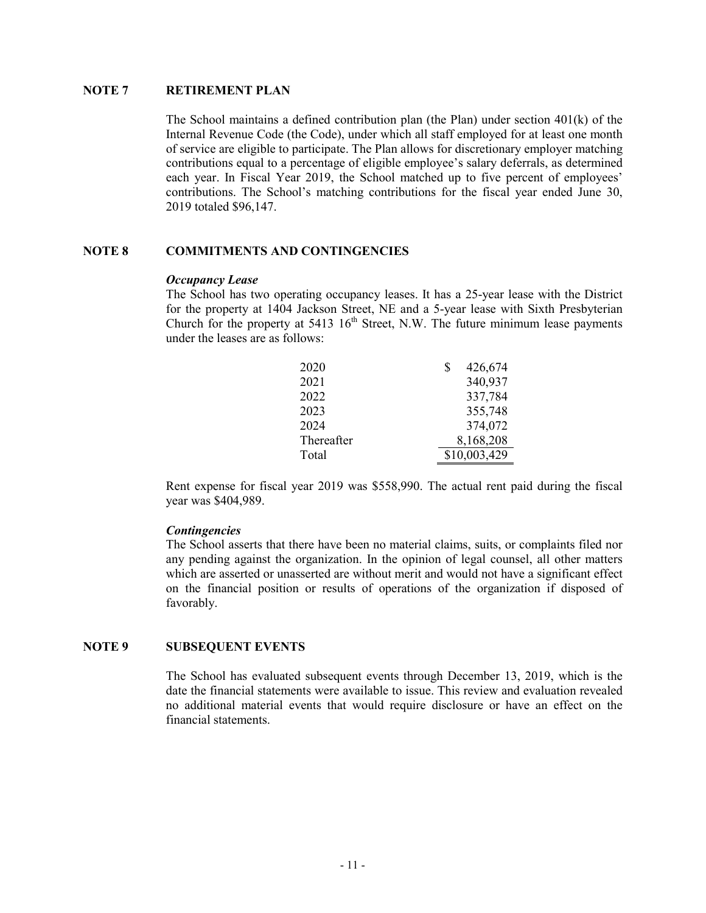## NOTE 7 RETIREMENT PLAN

The School maintains a defined contribution plan (the Plan) under section 401(k) of the Internal Revenue Code (the Code), under which all staff employed for at least one month of service are eligible to participate. The Plan allows for discretionary employer matching contributions equal to a percentage of eligible employee's salary deferrals, as determined each year. In Fiscal Year 2019, the School matched up to five percent of employees' contributions. The School's matching contributions for the fiscal year ended June 30, 2019 totaled $96,147.

## NOTE 8 COMMITMENTS AND CONTINGENCIES

***Occupancy Lease***

The School has two operating occupancy leases. It has a 25-year lease with the District for the property at 1404 Jackson Street, NE and a 5-year lease with Sixth Presbyterian Church for the property at 5413 16th Street, N.W. The future minimum lease payments under the leases are as follows:

| | |
|---|---|
| 2020 | $ 426,674 |
| 2021 | 340,937 |
| 2022 | 337,784 |
| 2023 | 355,748 |
| 2024 | 374,072 |
| Thereafter | 8,168,208 |
| Total | $10,003,429 |

Rent expense for fiscal year 2019 was $558,990. The actual rent paid during the fiscal year was $404,989.

***Contingencies***

The School asserts that there have been no material claims, suits, or complaints filed nor any pending against the organization. In the opinion of legal counsel, all other matters which are asserted or unasserted are without merit and would not have a significant effect on the financial position or results of operations of the organization if disposed of favorably.

## NOTE 9 SUBSEQUENT EVENTS

The School has evaluated subsequent events through December 13, 2019, which is the date the financial statements were available to issue. This review and evaluation revealed no additional material events that would require disclosure or have an effect on the financial statements.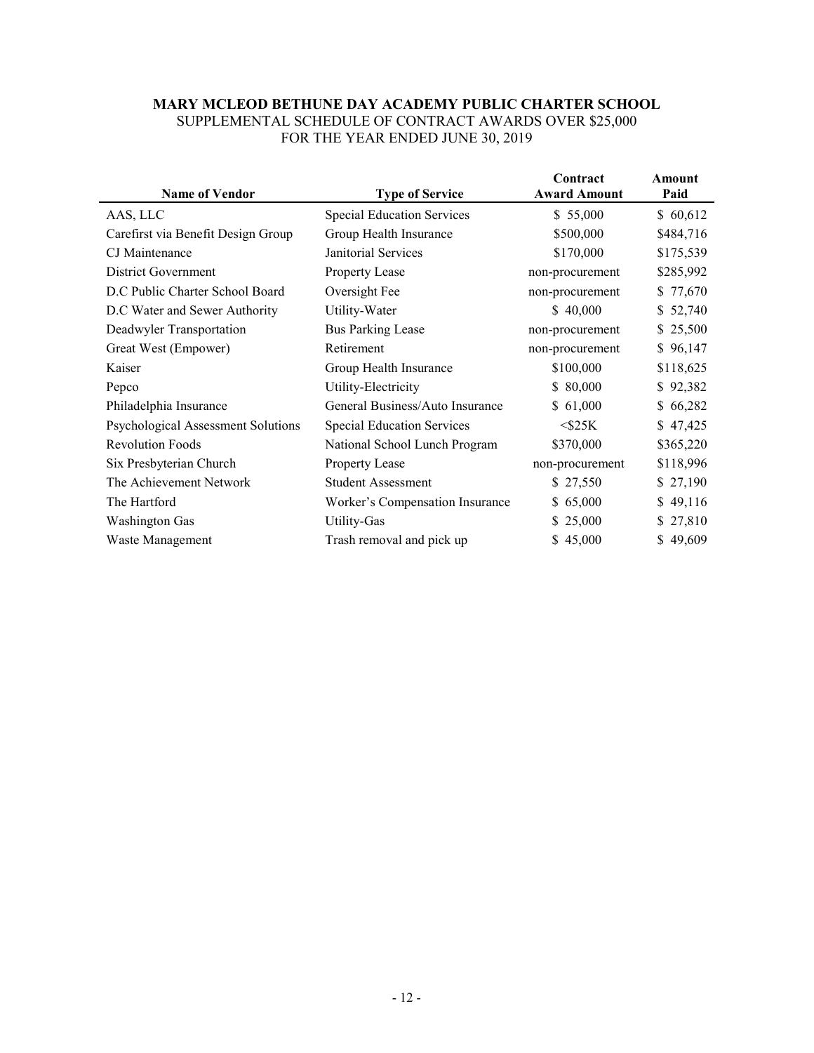**MARY MCLEOD BETHUNE DAY ACADEMY PUBLIC CHARTER SCHOOL**
SUPPLEMENTAL SCHEDULE OF CONTRACT AWARDS OVER $25,000
FOR THE YEAR ENDED JUNE 30, 2019

| Name of Vendor | Type of Service | Contract Award Amount | Amount Paid |
|---|---|---|---|
| AAS, LLC | Special Education Services | $ 55,000 | $ 60,612 |
| Carefirst via Benefit Design Group | Group Health Insurance | $500,000 | $484,716 |
| CJ Maintenance | Janitorial Services | $170,000 | $175,539 |
| District Government | Property Lease | non-procurement | $285,992 |
| D.C Public Charter School Board | Oversight Fee | non-procurement | $ 77,670 |
| D.C Water and Sewer Authority | Utility-Water | $ 40,000 | $ 52,740 |
| Deadwyler Transportation | Bus Parking Lease | non-procurement | $ 25,500 |
| Great West (Empower) | Retirement | non-procurement | $ 96,147 |
| Kaiser | Group Health Insurance | $100,000 | $118,625 |
| Pepco | Utility-Electricity | $ 80,000 | $ 92,382 |
| Philadelphia Insurance | General Business/Auto Insurance | $ 61,000 | $ 66,282 |
| Psychological Assessment Solutions | Special Education Services | <$25K | $ 47,425 |
| Revolution Foods | National School Lunch Program | $370,000 | $365,220 |
| Six Presbyterian Church | Property Lease | non-procurement | $118,996 |
| The Achievement Network | Student Assessment | $ 27,550 | $ 27,190 |
| The Hartford | Worker's Compensation Insurance | $ 65,000 | $ 49,116 |
| Washington Gas | Utility-Gas | $ 25,000 | $ 27,810 |
| Waste Management | Trash removal and pick up | $ 45,000 | $ 49,609 |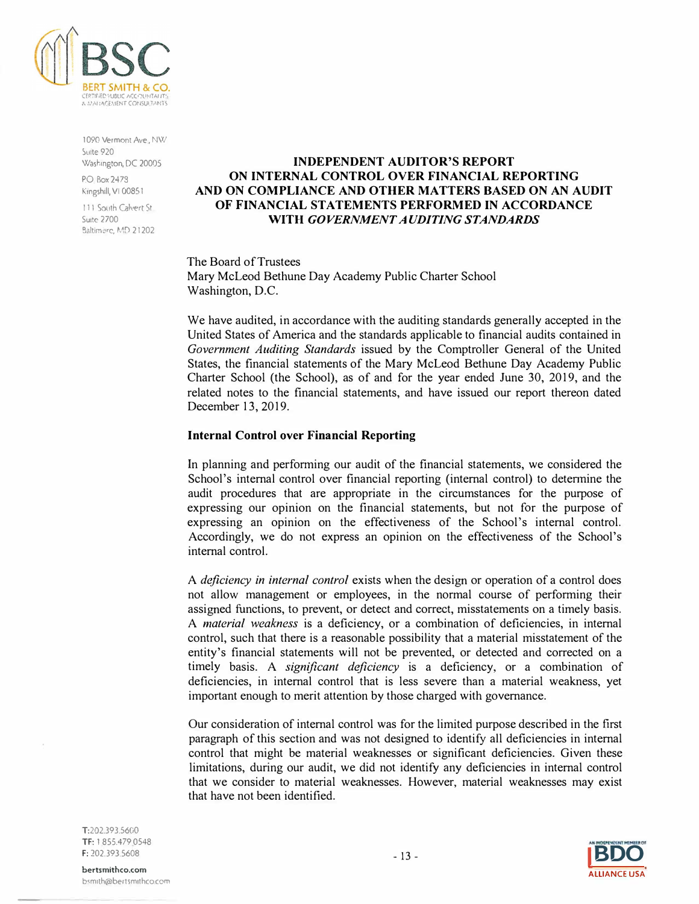# INDEPENDENT AUDITOR'S REPORT ON INTERNAL CONTROL OVER FINANCIAL REPORTING AND ON COMPLIANCE AND OTHER MATTERS BASED ON AN AUDIT OF FINANCIAL STATEMENTS PERFORMED IN ACCORDANCE WITH *GOVERNMENT AUDITING STANDARDS*

The Board of Trustees
Mary McLeod Bethune Day Academy Public Charter School
Washington, D.C.

We have audited, in accordance with the auditing standards generally accepted in the United States of America and the standards applicable to financial audits contained in *Government Auditing Standards* issued by the Comptroller General of the United States, the financial statements of the Mary McLeod Bethune Day Academy Public Charter School (the School), as of and for the year ended June 30, 2019, and the related notes to the financial statements, and have issued our report thereon dated December 13, 2019.

## Internal Control over Financial Reporting

In planning and performing our audit of the financial statements, we considered the School's internal control over financial reporting (internal control) to determine the audit procedures that are appropriate in the circumstances for the purpose of expressing our opinion on the financial statements, but not for the purpose of expressing an opinion on the effectiveness of the School's internal control. Accordingly, we do not express an opinion on the effectiveness of the School's internal control.

A *deficiency in internal control* exists when the design or operation of a control does not allow management or employees, in the normal course of performing their assigned functions, to prevent, or detect and correct, misstatements on a timely basis. A *material weakness* is a deficiency, or a combination of deficiencies, in internal control, such that there is a reasonable possibility that a material misstatement of the entity's financial statements will not be prevented, or detected and corrected on a timely basis. A *significant deficiency* is a deficiency, or a combination of deficiencies, in internal control that is less severe than a material weakness, yet important enough to merit attention by those charged with governance.

Our consideration of internal control was for the limited purpose described in the first paragraph of this section and was not designed to identify all deficiencies in internal control that might be material weaknesses or significant deficiencies. Given these limitations, during our audit, we did not identify any deficiencies in internal control that we consider to material weaknesses. However, material weaknesses may exist that have not been identified.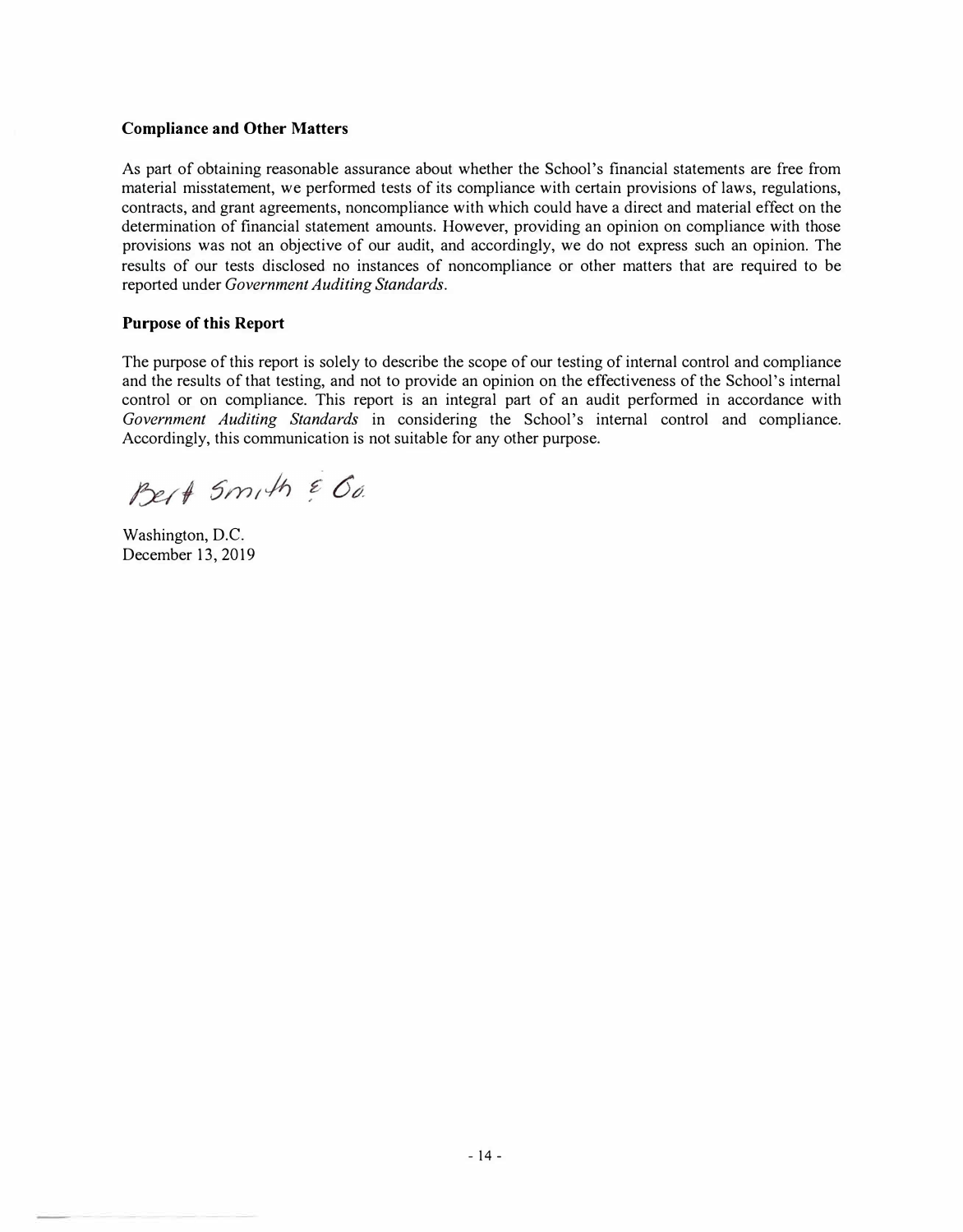### Compliance and Other Matters

As part of obtaining reasonable assurance about whether the School's financial statements are free from material misstatement, we performed tests of its compliance with certain provisions of laws, regulations, contracts, and grant agreements, noncompliance with which could have a direct and material effect on the determination of financial statement amounts. However, providing an opinion on compliance with those provisions was not an objective of our audit, and accordingly, we do not express such an opinion. The results of our tests disclosed no instances of noncompliance or other matters that are required to be reported under *Government Auditing Standards*.

### Purpose of this Report

The purpose of this report is solely to describe the scope of our testing of internal control and compliance and the results of that testing, and not to provide an opinion on the effectiveness of the School's internal control or on compliance. This report is an integral part of an audit performed in accordance with *Government Auditing Standards* in considering the School's internal control and compliance. Accordingly, this communication is not suitable for any other purpose.

Bert Smith & Co.

Washington, D.C.
December 13, 2019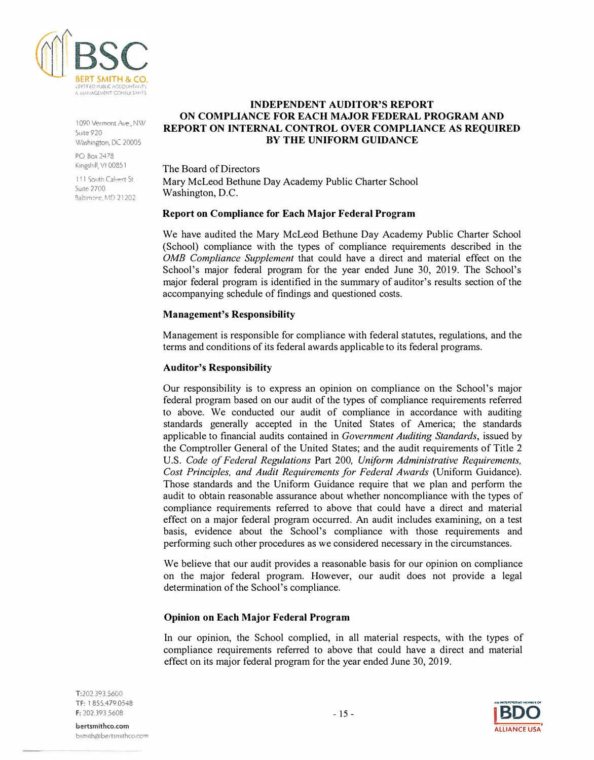**INDEPENDENT AUDITOR'S REPORT ON COMPLIANCE FOR EACH MAJOR FEDERAL PROGRAM AND REPORT ON INTERNAL CONTROL OVER COMPLIANCE AS REQUIRED BY THE UNIFORM GUIDANCE**

The Board of Directors
Mary McLeod Bethune Day Academy Public Charter School
Washington, D.C.

**Report on Compliance for Each Major Federal Program**

We have audited the Mary McLeod Bethune Day Academy Public Charter School (School) compliance with the types of compliance requirements described in the *OMB Compliance Supplement* that could have a direct and material effect on the School's major federal program for the year ended June 30, 2019. The School's major federal program is identified in the summary of auditor's results section of the accompanying schedule of findings and questioned costs.

**Management's Responsibility**

Management is responsible for compliance with federal statutes, regulations, and the terms and conditions of its federal awards applicable to its federal programs.

**Auditor's Responsibility**

Our responsibility is to express an opinion on compliance on the School's major federal program based on our audit of the types of compliance requirements referred to above. We conducted our audit of compliance in accordance with auditing standards generally accepted in the United States of America; the standards applicable to financial audits contained in *Government Auditing Standards*, issued by the Comptroller General of the United States; and the audit requirements of Title 2 U.S. *Code of Federal Regulations* Part 200, *Uniform Administrative Requirements, Cost Principles, and Audit Requirements for Federal Awards* (Uniform Guidance). Those standards and the Uniform Guidance require that we plan and perform the audit to obtain reasonable assurance about whether noncompliance with the types of compliance requirements referred to above that could have a direct and material effect on a major federal program occurred. An audit includes examining, on a test basis, evidence about the School's compliance with those requirements and performing such other procedures as we considered necessary in the circumstances.

We believe that our audit provides a reasonable basis for our opinion on compliance on the major federal program. However, our audit does not provide a legal determination of the School's compliance.

**Opinion on Each Major Federal Program**

In our opinion, the School complied, in all material respects, with the types of compliance requirements referred to above that could have a direct and material effect on its major federal program for the year ended June 30, 2019.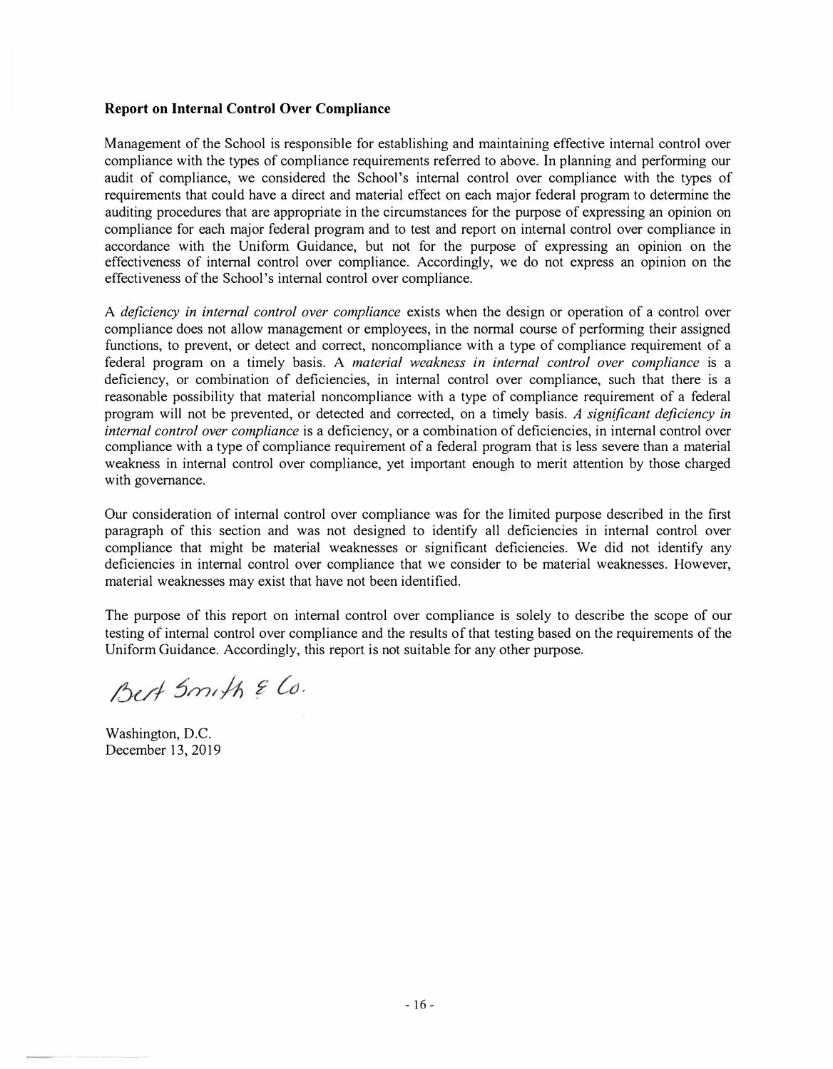### Report on Internal Control Over Compliance

Management of the School is responsible for establishing and maintaining effective internal control over compliance with the types of compliance requirements referred to above. In planning and performing our audit of compliance, we considered the School's internal control over compliance with the types of requirements that could have a direct and material effect on each major federal program to determine the auditing procedures that are appropriate in the circumstances for the purpose of expressing an opinion on compliance for each major federal program and to test and report on internal control over compliance in accordance with the Uniform Guidance, but not for the purpose of expressing an opinion on the effectiveness of internal control over compliance. Accordingly, we do not express an opinion on the effectiveness of the School's internal control over compliance.

A *deficiency in internal control over compliance* exists when the design or operation of a control over compliance does not allow management or employees, in the normal course of performing their assigned functions, to prevent, or detect and correct, noncompliance with a type of compliance requirement of a federal program on a timely basis. A *material weakness in internal control over compliance* is a deficiency, or combination of deficiencies, in internal control over compliance, such that there is a reasonable possibility that material noncompliance with a type of compliance requirement of a federal program will not be prevented, or detected and corrected, on a timely basis. *A significant deficiency in internal control over compliance* is a deficiency, or a combination of deficiencies, in internal control over compliance with a type of compliance requirement of a federal program that is less severe than a material weakness in internal control over compliance, yet important enough to merit attention by those charged with governance.

Our consideration of internal control over compliance was for the limited purpose described in the first paragraph of this section and was not designed to identify all deficiencies in internal control over compliance that might be material weaknesses or significant deficiencies. We did not identify any deficiencies in internal control over compliance that we consider to be material weaknesses. However, material weaknesses may exist that have not been identified.

The purpose of this report on internal control over compliance is solely to describe the scope of our testing of internal control over compliance and the results of that testing based on the requirements of the Uniform Guidance. Accordingly, this report is not suitable for any other purpose.

Bert Smith & Co.

Washington, D.C.
December 13, 2019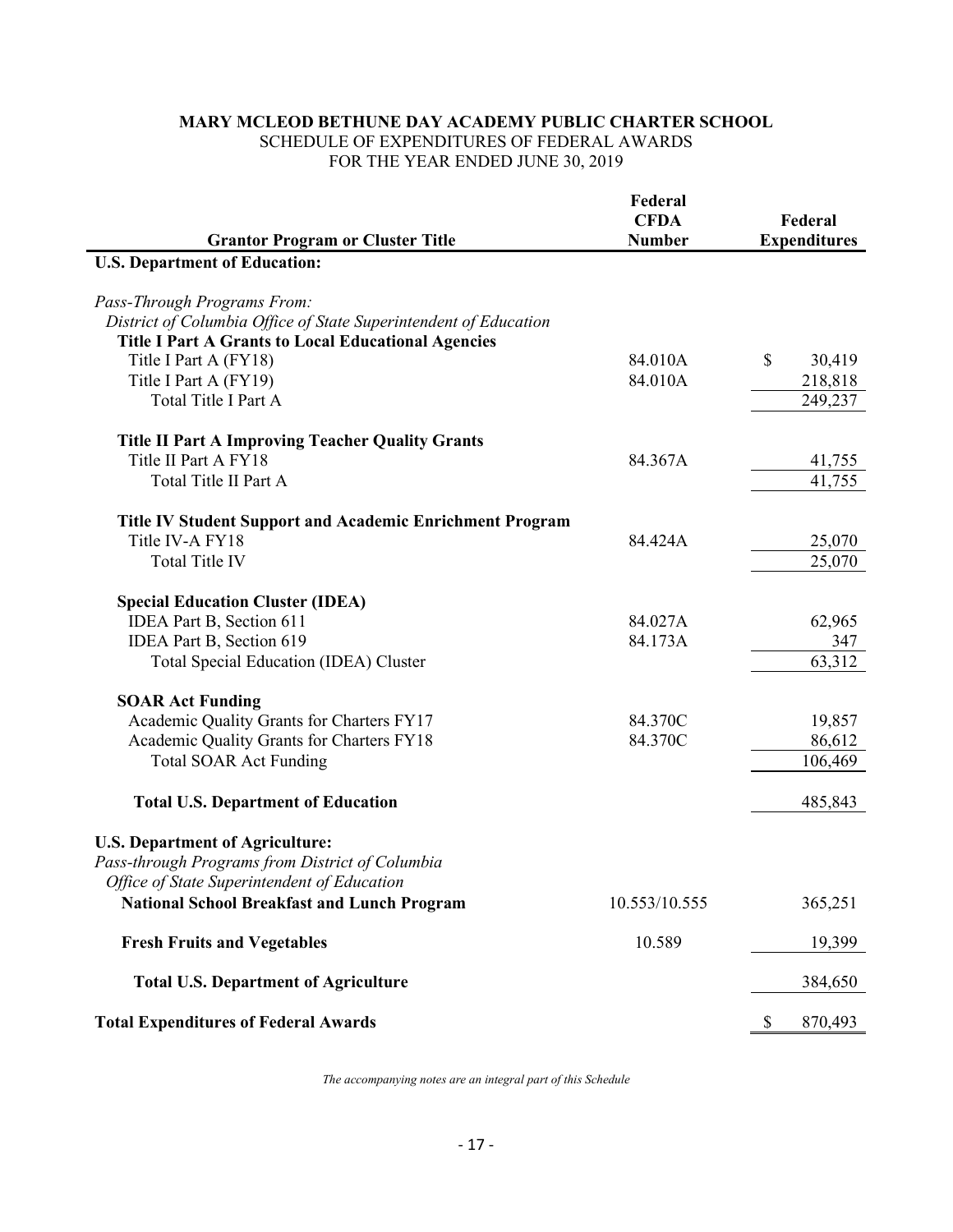**MARY MCLEOD BETHUNE DAY ACADEMY PUBLIC CHARTER SCHOOL**
SCHEDULE OF EXPENDITURES OF FEDERAL AWARDS
FOR THE YEAR ENDED JUNE 30, 2019

| Grantor Program or Cluster Title | Federal CFDA Number | Federal Expenditures |
|---|---|---|
| **U.S. Department of Education:** | | |
| *Pass-Through Programs From:* | | |
| *District of Columbia Office of State Superintendent of Education* | | |
| **Title I Part A Grants to Local Educational Agencies** | | |
| Title I Part A (FY18) | 84.010A | $ 30,419 |
| Title I Part A (FY19) | 84.010A | 218,818 |
| Total Title I Part A | | 249,237 |
| **Title II Part A Improving Teacher Quality Grants** | | |
| Title II Part A FY18 | 84.367A | 41,755 |
| Total Title II Part A | | 41,755 |
| **Title IV Student Support and Academic Enrichment Program** | | |
| Title IV-A FY18 | 84.424A | 25,070 |
| Total Title IV | | 25,070 |
| **Special Education Cluster (IDEA)** | | |
| IDEA Part B, Section 611 | 84.027A | 62,965 |
| IDEA Part B, Section 619 | 84.173A | 347 |
| Total Special Education (IDEA) Cluster | | 63,312 |
| **SOAR Act Funding** | | |
| Academic Quality Grants for Charters FY17 | 84.370C | 19,857 |
| Academic Quality Grants for Charters FY18 | 84.370C | 86,612 |
| Total SOAR Act Funding | | 106,469 |
| **Total U.S. Department of Education** | | 485,843 |
| **U.S. Department of Agriculture:** | | |
| *Pass-through Programs from District of Columbia Office of State Superintendent of Education* | | |
| **National School Breakfast and Lunch Program** | 10.553/10.555 | 365,251 |
| **Fresh Fruits and Vegetables** | 10.589 | 19,399 |
| **Total U.S. Department of Agriculture** | | 384,650 |
| **Total Expenditures of Federal Awards** | | $ 870,493 |

*The accompanying notes are an integral part of this Schedule*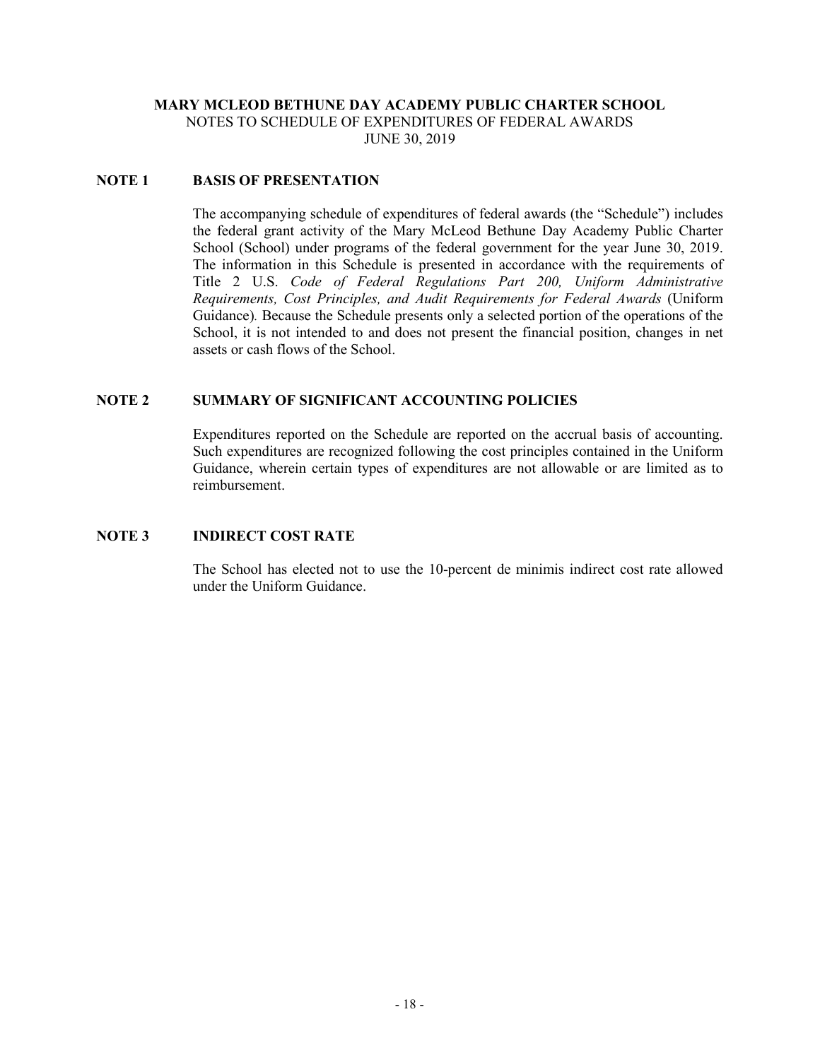**MARY MCLEOD BETHUNE DAY ACADEMY PUBLIC CHARTER SCHOOL**
NOTES TO SCHEDULE OF EXPENDITURES OF FEDERAL AWARDS
JUNE 30, 2019

## NOTE 1 BASIS OF PRESENTATION

The accompanying schedule of expenditures of federal awards (the "Schedule") includes the federal grant activity of the Mary McLeod Bethune Day Academy Public Charter School (School) under programs of the federal government for the year June 30, 2019. The information in this Schedule is presented in accordance with the requirements of Title 2 U.S. *Code of Federal Regulations Part 200, Uniform Administrative Requirements, Cost Principles, and Audit Requirements for Federal Awards* (Uniform Guidance). Because the Schedule presents only a selected portion of the operations of the School, it is not intended to and does not present the financial position, changes in net assets or cash flows of the School.

## NOTE 2 SUMMARY OF SIGNIFICANT ACCOUNTING POLICIES

Expenditures reported on the Schedule are reported on the accrual basis of accounting. Such expenditures are recognized following the cost principles contained in the Uniform Guidance, wherein certain types of expenditures are not allowable or are limited as to reimbursement.

## NOTE 3 INDIRECT COST RATE

The School has elected not to use the 10-percent de minimis indirect cost rate allowed under the Uniform Guidance.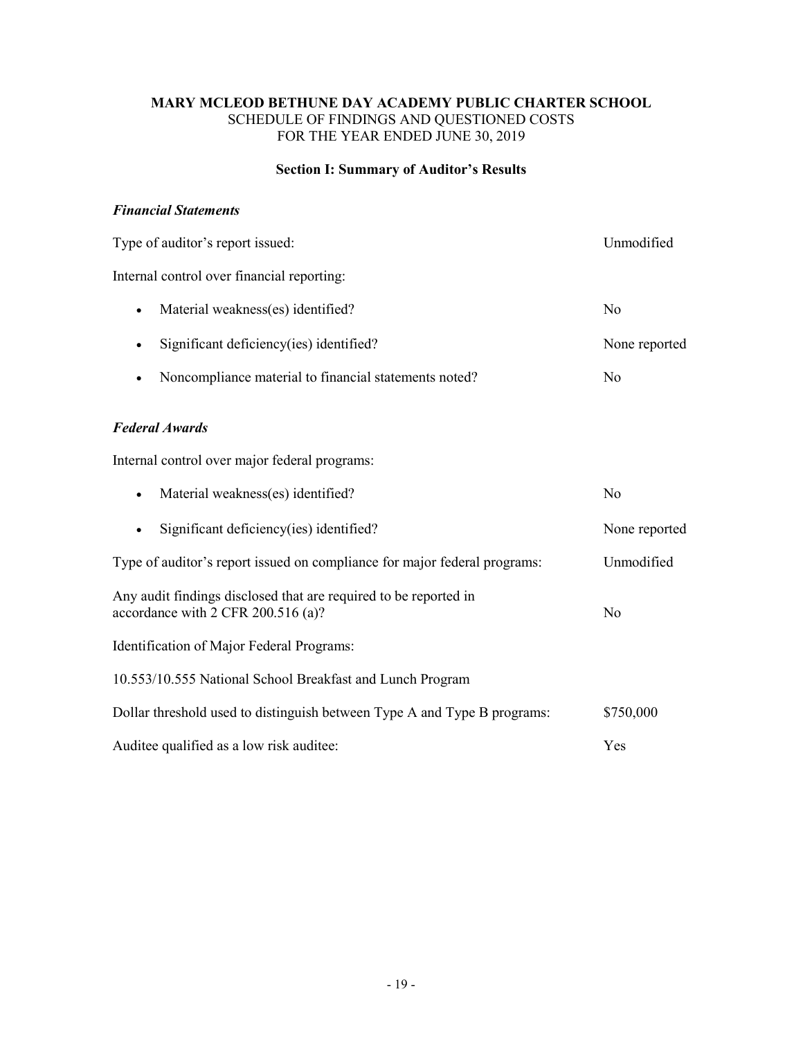**MARY MCLEOD BETHUNE DAY ACADEMY PUBLIC CHARTER SCHOOL**
SCHEDULE OF FINDINGS AND QUESTIONED COSTS
FOR THE YEAR ENDED JUNE 30, 2019

**Section I: Summary of Auditor's Results**

***Financial Statements***

| | |
|---|---|
| Type of auditor's report issued: | Unmodified |
| Internal control over financial reporting: | |
| • Material weakness(es) identified? | No |
| • Significant deficiency(ies) identified? | None reported |
| • Noncompliance material to financial statements noted? | No |

***Federal Awards***

| | |
|---|---|
| Internal control over major federal programs: | |
| • Material weakness(es) identified? | No |
| • Significant deficiency(ies) identified? | None reported |
| Type of auditor's report issued on compliance for major federal programs: | Unmodified |
| Any audit findings disclosed that are required to be reported in accordance with 2 CFR 200.516 (a)? | No |
| Identification of Major Federal Programs: | |
| 10.553/10.555 National School Breakfast and Lunch Program | |
| Dollar threshold used to distinguish between Type A and Type B programs: | $750,000 |
| Auditee qualified as a low risk auditee: | Yes |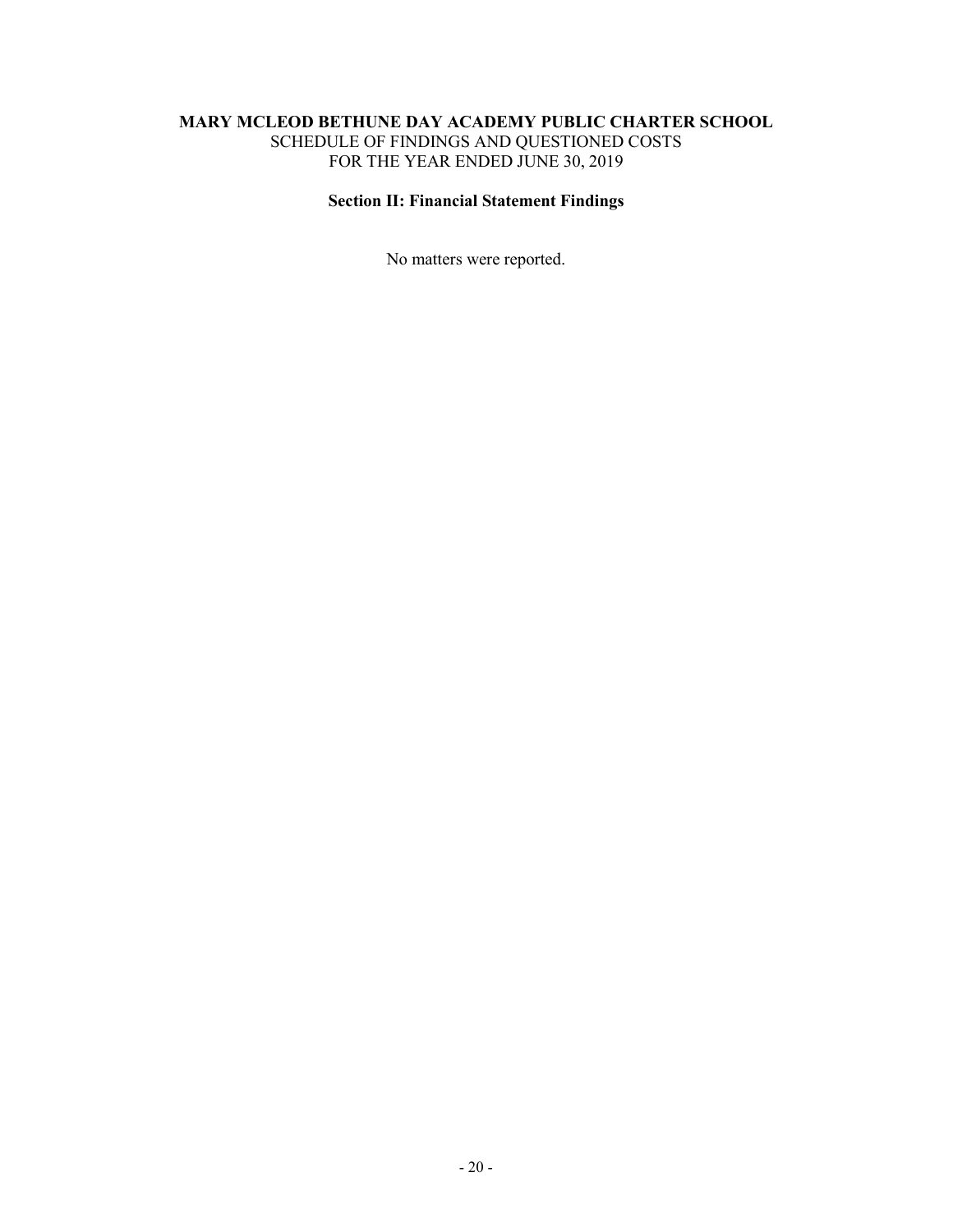**MARY MCLEOD BETHUNE DAY ACADEMY PUBLIC CHARTER SCHOOL**
SCHEDULE OF FINDINGS AND QUESTIONED COSTS
FOR THE YEAR ENDED JUNE 30, 2019

## Section II: Financial Statement Findings

No matters were reported.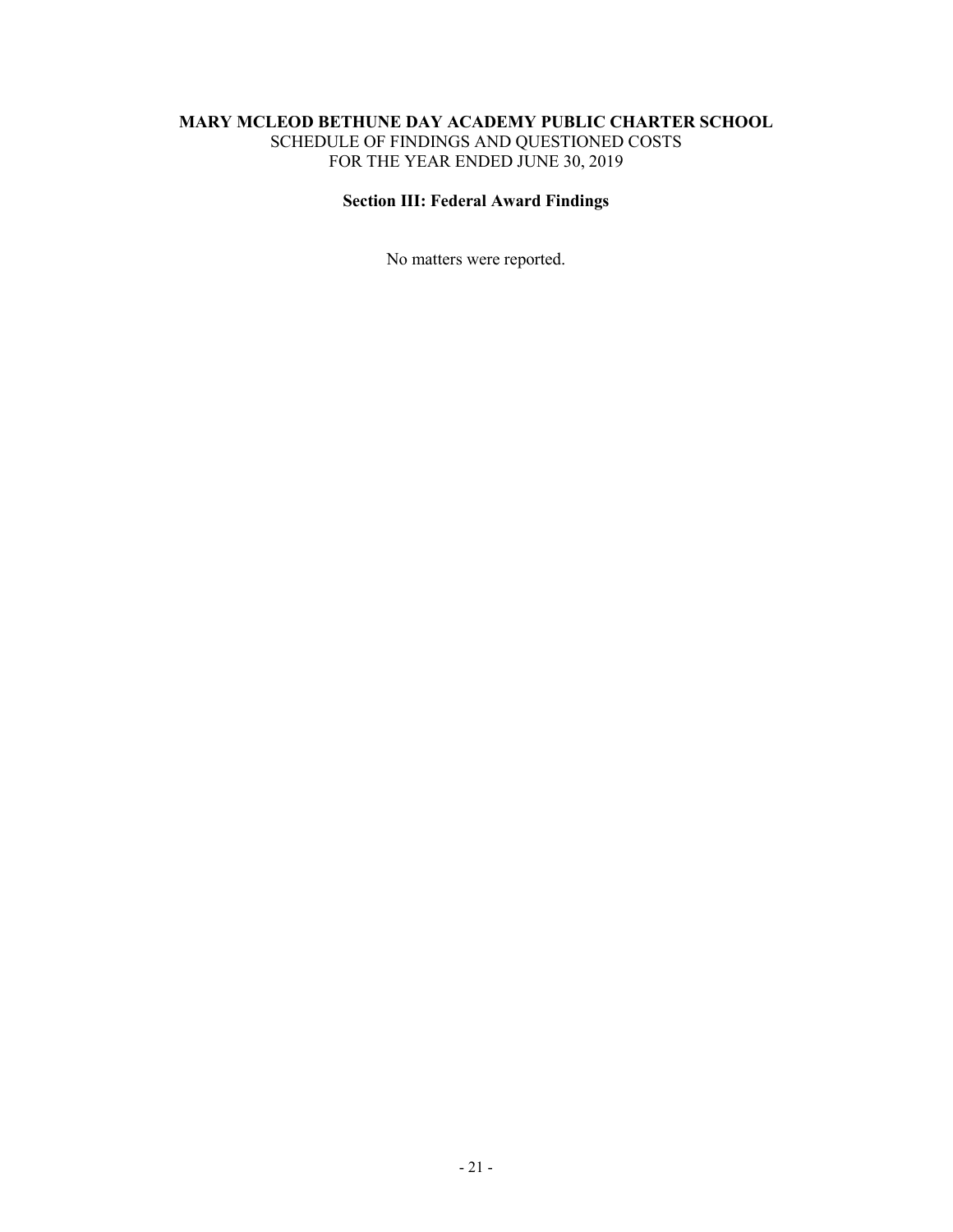**MARY MCLEOD BETHUNE DAY ACADEMY PUBLIC CHARTER SCHOOL**
SCHEDULE OF FINDINGS AND QUESTIONED COSTS
FOR THE YEAR ENDED JUNE 30, 2019

**Section III: Federal Award Findings**

No matters were reported.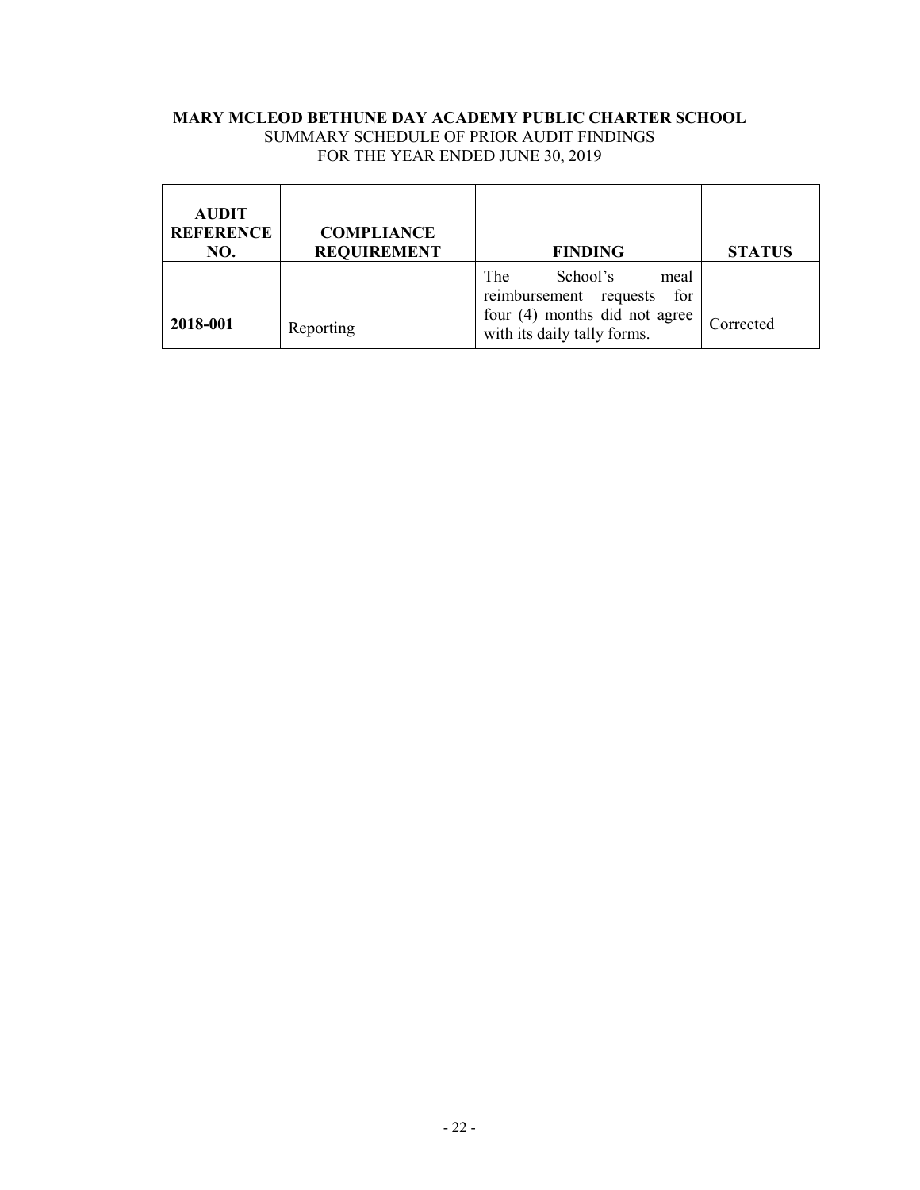**MARY MCLEOD BETHUNE DAY ACADEMY PUBLIC CHARTER SCHOOL**
SUMMARY SCHEDULE OF PRIOR AUDIT FINDINGS
FOR THE YEAR ENDED JUNE 30, 2019

| AUDIT REFERENCE NO. | COMPLIANCE REQUIREMENT | FINDING | STATUS |
|---|---|---|---|
| **2018-001** | Reporting | The School's meal reimbursement requests for four (4) months did not agree with its daily tally forms. | Corrected |